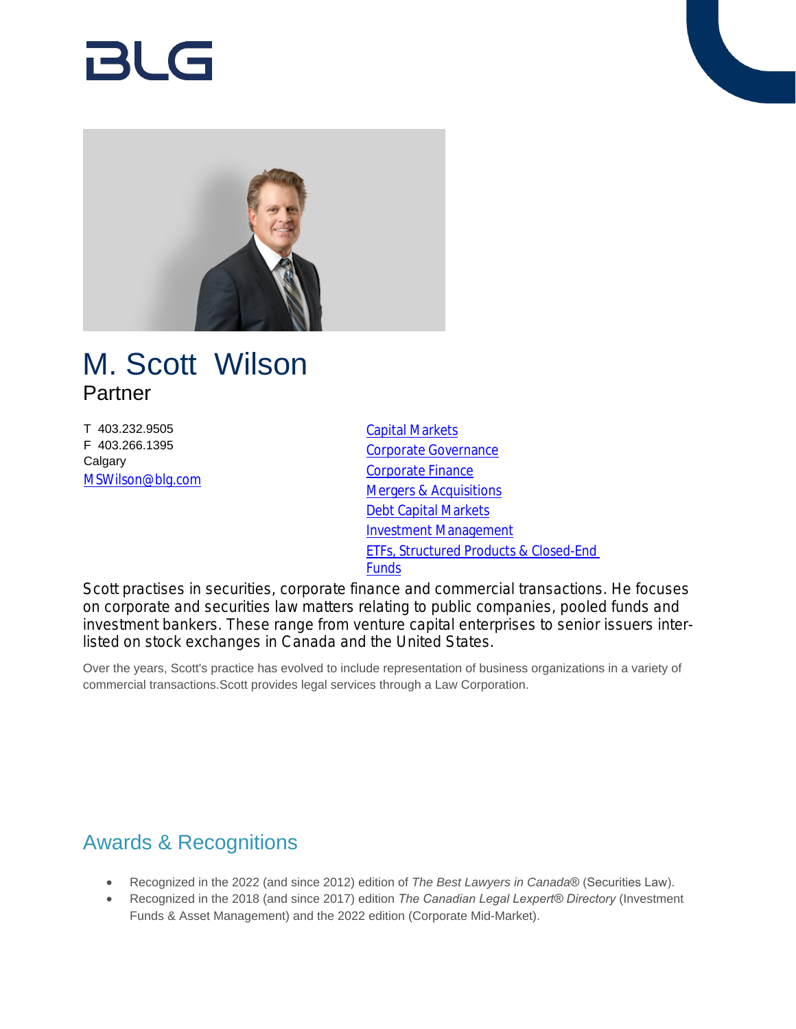# M. Scott Wilson

Partner

T 403.232.9505
F 403.266.1395
Calgary
MSWilson@blg.com

- Capital Markets
- Corporate Governance
- Corporate Finance
- Mergers & Acquisitions
- Debt Capital Markets
- Investment Management
- ETFs, Structured Products & Closed-End Funds

Scott practises in securities, corporate finance and commercial transactions. He focuses on corporate and securities law matters relating to public companies, pooled funds and investment bankers. These range from venture capital enterprises to senior issuers inter-listed on stock exchanges in Canada and the United States.

Over the years, Scott's practice has evolved to include representation of business organizations in a variety of commercial transactions.Scott provides legal services through a Law Corporation.

## Awards & Recognitions

- Recognized in the 2022 (and since 2012) edition of *The Best Lawyers in Canada*® (Securities Law).
- Recognized in the 2018 (and since 2017) edition *The Canadian Legal Lexpert® Directory* (Investment Funds & Asset Management) and the 2022 edition (Corporate Mid-Market).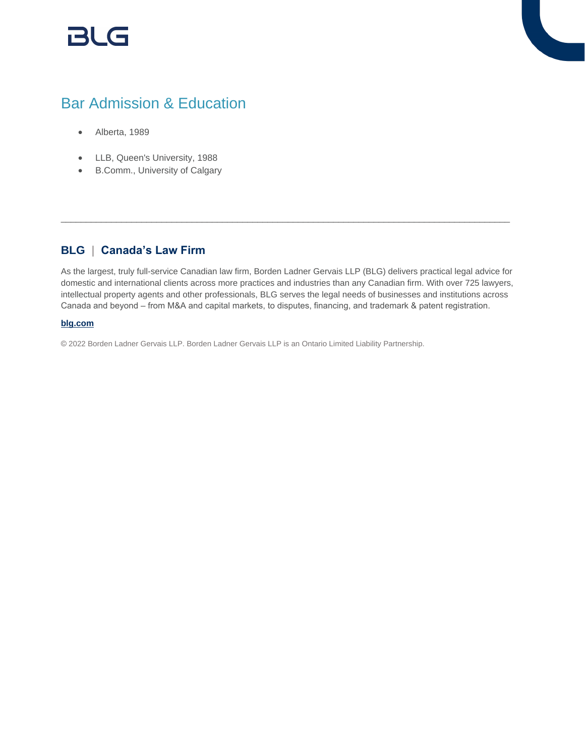## Bar Admission & Education

- Alberta, 1989

- LLB, Queen's University, 1988
- B.Comm., University of Calgary

---

### BLG | Canada's Law Firm

As the largest, truly full-service Canadian law firm, Borden Ladner Gervais LLP (BLG) delivers practical legal advice for domestic and international clients across more practices and industries than any Canadian firm. With over 725 lawyers, intellectual property agents and other professionals, BLG serves the legal needs of businesses and institutions across Canada and beyond – from M&A and capital markets, to disputes, financing, and trademark & patent registration.

**blg.com**

© 2022 Borden Ladner Gervais LLP. Borden Ladner Gervais LLP is an Ontario Limited Liability Partnership.